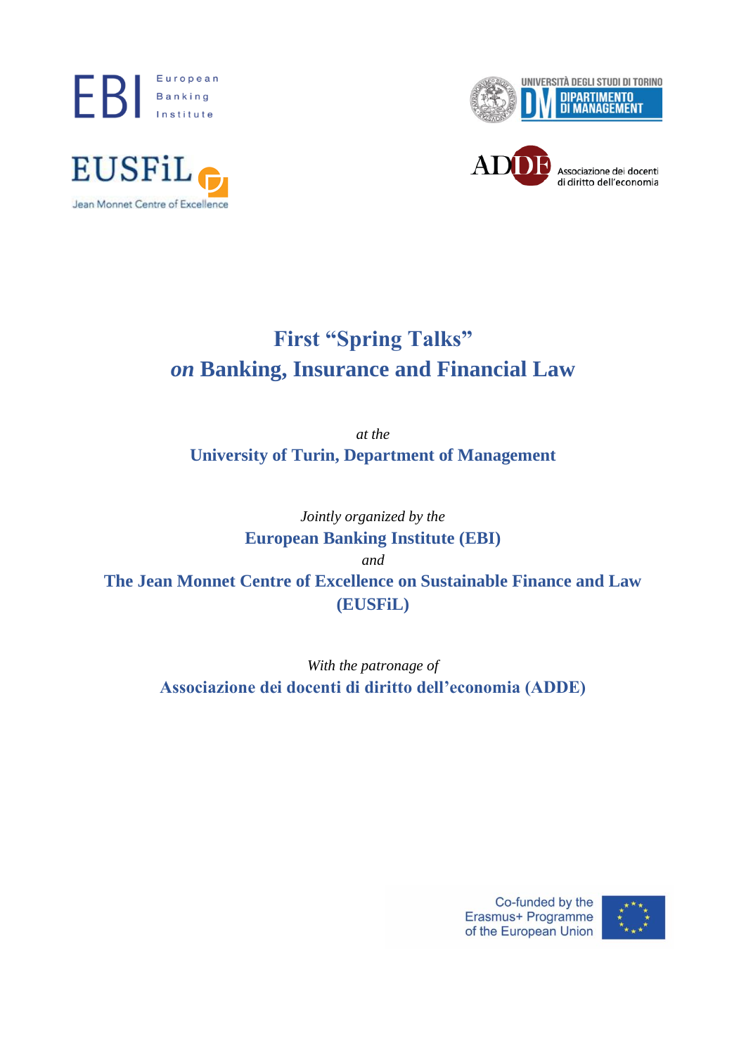# First "Spring Talks"
# *on* Banking, Insurance and Financial Law

*at the*

**University of Turin, Department of Management**

*Jointly organized by the*

**European Banking Institute (EBI)**

*and*

**The Jean Monnet Centre of Excellence on Sustainable Finance and Law (EUSFiL)**

*With the patronage of*

**Associazione dei docenti di diritto dell'economia (ADDE)**

Co-funded by the Erasmus+ Programme of the European Union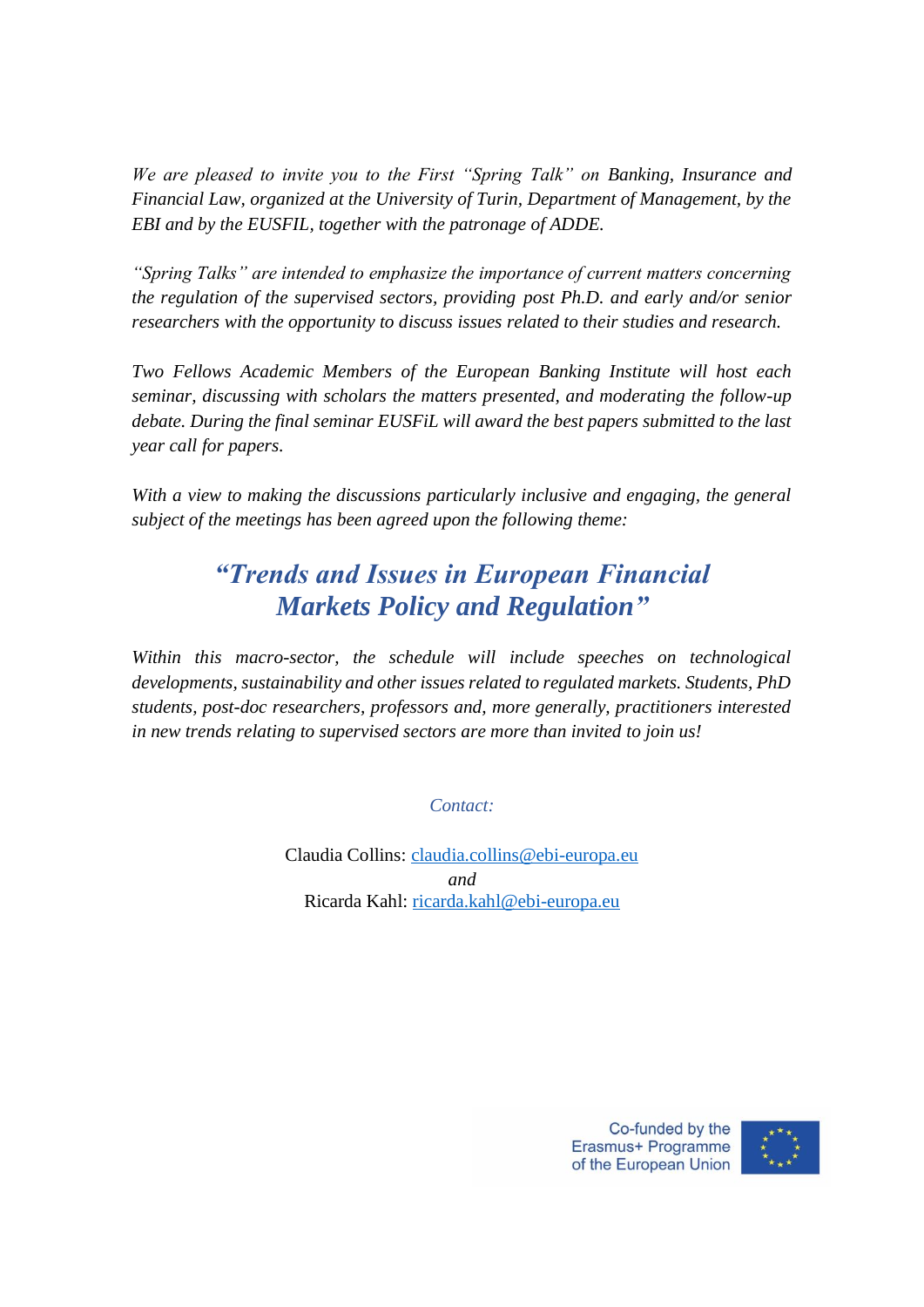*We are pleased to invite you to the First "Spring Talk" on Banking, Insurance and Financial Law, organized at the University of Turin, Department of Management, by the EBI and by the EUSFIL, together with the patronage of ADDE.*

*"Spring Talks" are intended to emphasize the importance of current matters concerning the regulation of the supervised sectors, providing post Ph.D. and early and/or senior researchers with the opportunity to discuss issues related to their studies and research.*

*Two Fellows Academic Members of the European Banking Institute will host each seminar, discussing with scholars the matters presented, and moderating the follow-up debate. During the final seminar EUSFiL will award the best papers submitted to the last year call for papers.*

*With a view to making the discussions particularly inclusive and engaging, the general subject of the meetings has been agreed upon the following theme:*

## *"Trends and Issues in European Financial Markets Policy and Regulation"*

*Within this macro-sector, the schedule will include speeches on technological developments, sustainability and other issues related to regulated markets. Students, PhD students, post-doc researchers, professors and, more generally, practitioners interested in new trends relating to supervised sectors are more than invited to join us!*

*Contact:*

Claudia Collins: claudia.collins@ebi-europa.eu

*and*

Ricarda Kahl: ricarda.kahl@ebi-europa.eu

Co-funded by the Erasmus+ Programme of the European Union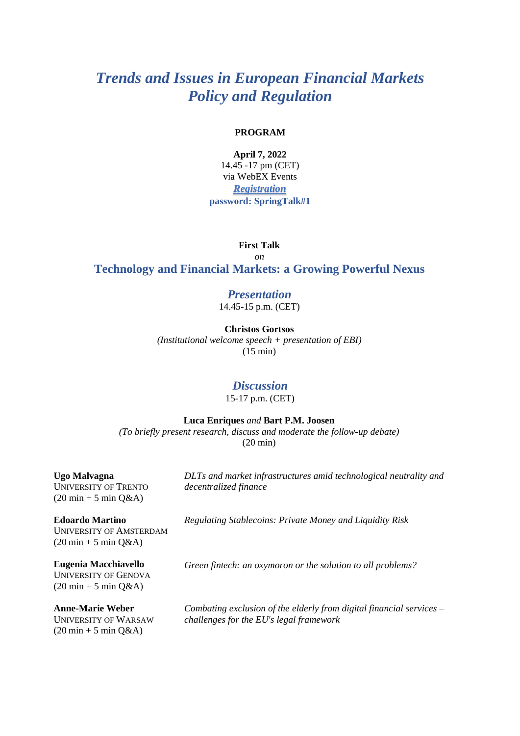# *Trends and Issues in European Financial Markets Policy and Regulation*

**PROGRAM**

**April 7, 2022**
14.45 -17 pm (CET)
via WebEX Events
***Registration***
**password: SpringTalk#1**

**First Talk**
*on*
## Technology and Financial Markets: a Growing Powerful Nexus

### *Presentation*
14.45-15 p.m. (CET)

**Christos Gortsos**
*(Institutional welcome speech + presentation of EBI)*
(15 min)

### *Discussion*
15-17 p.m. (CET)

**Luca Enriques** *and* **Bart P.M. Joosen**
*(To briefly present research, discuss and moderate the follow-up debate)*
(20 min)

**Ugo Malvagna**
UNIVERSITY OF TRENTO
(20 min + 5 min Q&A)
*DLTs and market infrastructures amid technological neutrality and decentralized finance*

**Edoardo Martino**
UNIVERSITY OF AMSTERDAM
(20 min + 5 min Q&A)
*Regulating Stablecoins: Private Money and Liquidity Risk*

**Eugenia Macchiavello**
UNIVERSITY OF GENOVA
(20 min + 5 min Q&A)
*Green fintech: an oxymoron or the solution to all problems?*

**Anne-Marie Weber**
UNIVERSITY OF WARSAW
(20 min + 5 min Q&A)
*Combating exclusion of the elderly from digital financial services – challenges for the EU's legal framework*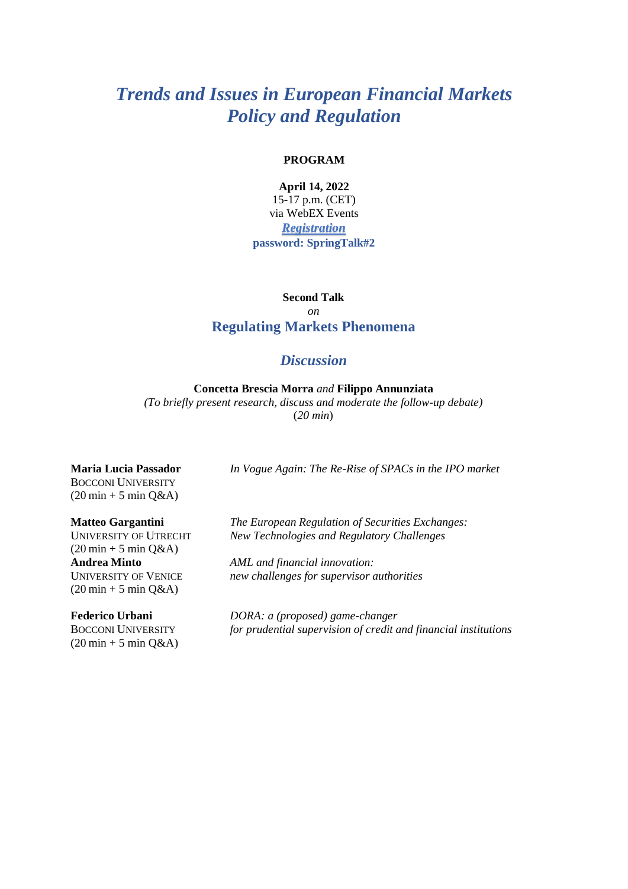# *Trends and Issues in European Financial Markets Policy and Regulation*

**PROGRAM**

**April 14, 2022**
15-17 p.m. (CET)
via WebEX Events
***Registration***
**password: SpringTalk#2**

**Second Talk**
*on*

## Regulating Markets Phenomena

### *Discussion*

**Concetta Brescia Morra** *and* **Filippo Annunziata**
*(To briefly present research, discuss and moderate the follow-up debate)*
(*20 min*)

**Maria Lucia Passador**
BOCCONI UNIVERSITY
(20 min + 5 min Q&A)
*In Vogue Again: The Re-Rise of SPACs in the IPO market*

**Matteo Gargantini**
UNIVERSITY OF UTRECHT
(20 min + 5 min Q&A)
*The European Regulation of Securities Exchanges: New Technologies and Regulatory Challenges*

**Andrea Minto**
UNIVERSITY OF VENICE
(20 min + 5 min Q&A)
*AML and financial innovation: new challenges for supervisor authorities*

**Federico Urbani**
BOCCONI UNIVERSITY
(20 min + 5 min Q&A)
*DORA: a (proposed) game-changer for prudential supervision of credit and financial institutions*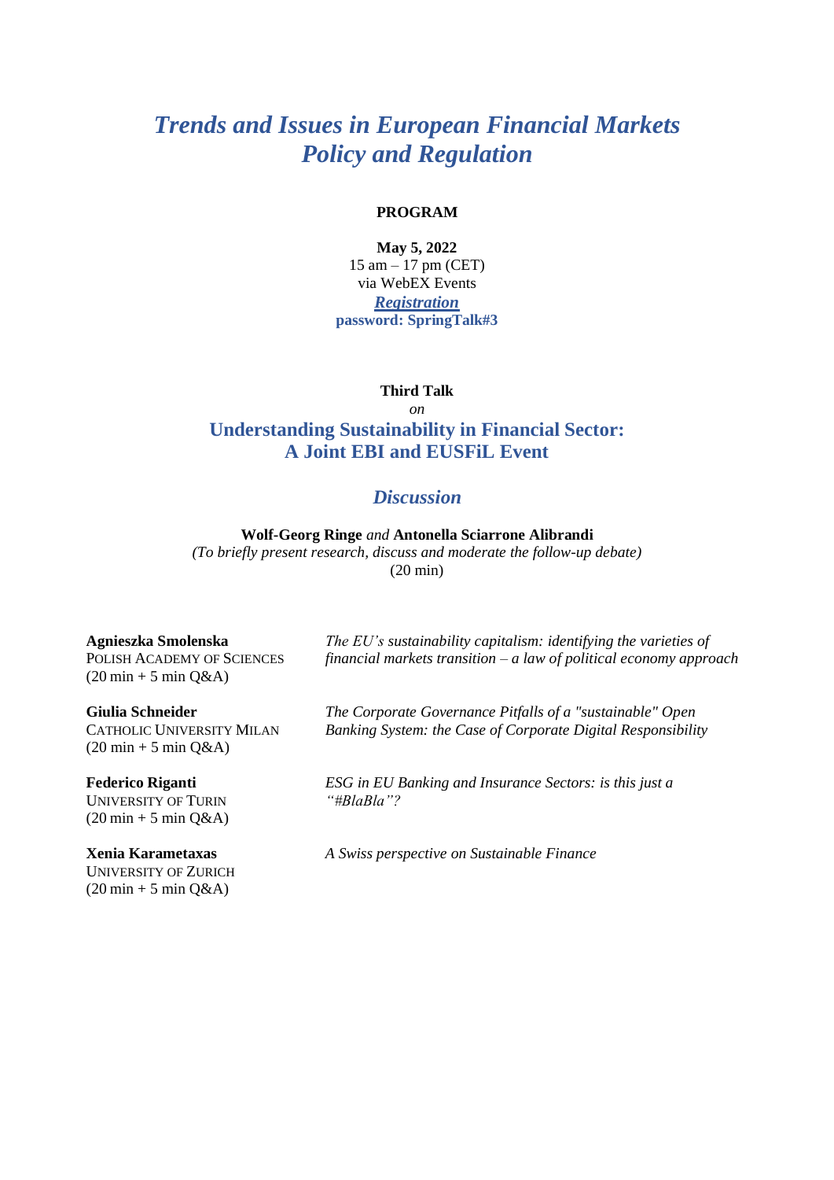# *Trends and Issues in European Financial Markets Policy and Regulation*

**PROGRAM**

**May 5, 2022**
15 am – 17 pm (CET)
via WebEX Events
***Registration***
**password: SpringTalk#3**

**Third Talk**
*on*

## Understanding Sustainability in Financial Sector: A Joint EBI and EUSFiL Event

### *Discussion*

**Wolf-Georg Ringe** *and* **Antonella Sciarrone Alibrandi**
*(To briefly present research, discuss and moderate the follow-up debate)*
(20 min)

**Agnieszka Smolenska**
POLISH ACADEMY OF SCIENCES
(20 min + 5 min Q&A)
*The EU's sustainability capitalism: identifying the varieties of financial markets transition – a law of political economy approach*

**Giulia Schneider**
CATHOLIC UNIVERSITY MILAN
(20 min + 5 min Q&A)
*The Corporate Governance Pitfalls of a "sustainable" Open Banking System: the Case of Corporate Digital Responsibility*

**Federico Riganti**
UNIVERSITY OF TURIN
(20 min + 5 min Q&A)
*ESG in EU Banking and Insurance Sectors: is this just a "#BlaBla"?*

**Xenia Karametaxas**
UNIVERSITY OF ZURICH
(20 min + 5 min Q&A)
*A Swiss perspective on Sustainable Finance*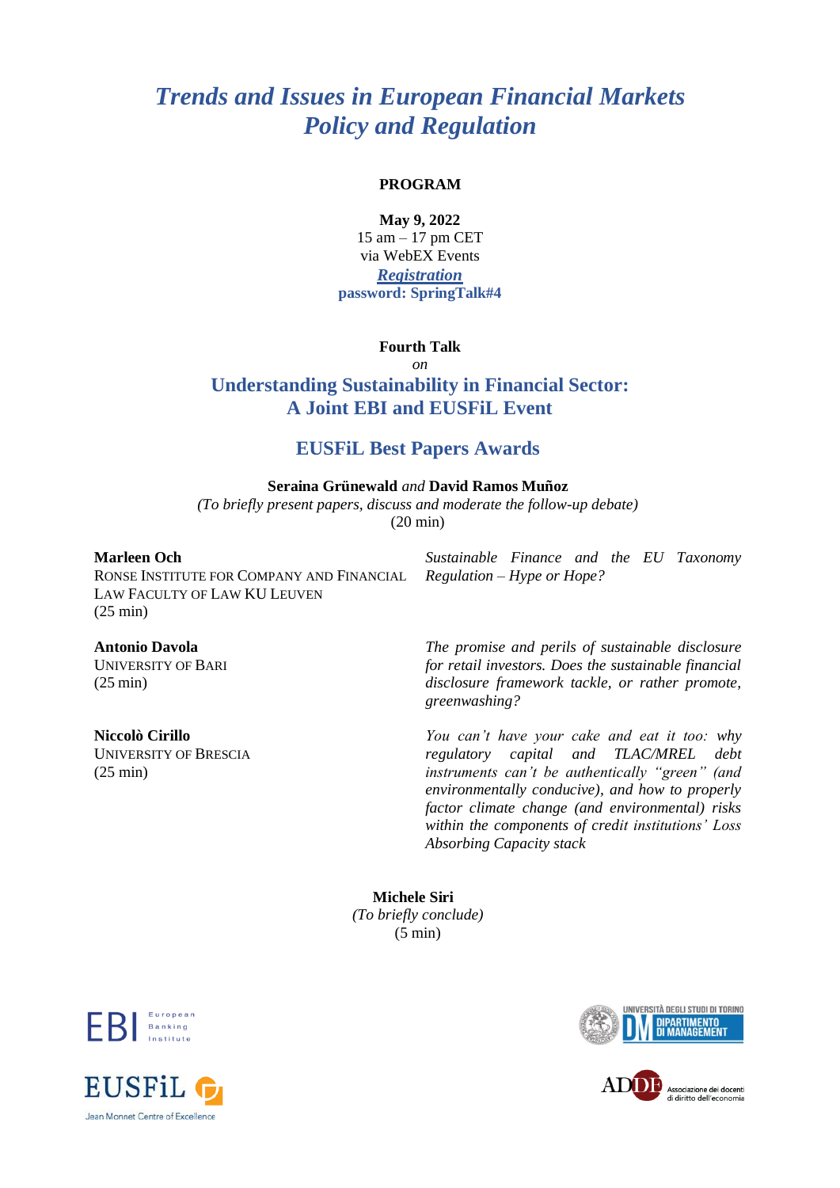# *Trends and Issues in European Financial Markets Policy and Regulation*

**PROGRAM**

**May 9, 2022**
15 am – 17 pm CET
via WebEX Events
***Registration***
**password: SpringTalk#4**

**Fourth Talk**
*on*

## Understanding Sustainability in Financial Sector: A Joint EBI and EUSFiL Event

## EUSFiL Best Papers Awards

**Seraina Grünewald** *and* **David Ramos Muñoz**
*(To briefly present papers, discuss and moderate the follow-up debate)*
(20 min)

**Marleen Och**
RONSE INSTITUTE FOR COMPANY AND FINANCIAL LAW FACULTY OF LAW KU LEUVEN
(25 min)

*Sustainable Finance and the EU Taxonomy Regulation – Hype or Hope?*

**Antonio Davola**
UNIVERSITY OF BARI
(25 min)

*The promise and perils of sustainable disclosure for retail investors. Does the sustainable financial disclosure framework tackle, or rather promote, greenwashing?*

**Niccolò Cirillo**
UNIVERSITY OF BRESCIA
(25 min)

*You can't have your cake and eat it too: why regulatory capital and TLAC/MREL debt instruments can't be authentically "green" (and environmentally conducive), and how to properly factor climate change (and environmental) risks within the components of credit institutions' Loss Absorbing Capacity stack*

**Michele Siri**
*(To briefly conclude)*
(5 min)

EBI European Banking Institute

EUSFiL Jean Monnet Centre of Excellence

UNIVERSITÀ DEGLI STUDI DI TORINO DIPARTIMENTO DI MANAGEMENT

ADDE Associazione dei docenti di diritto dell'economia